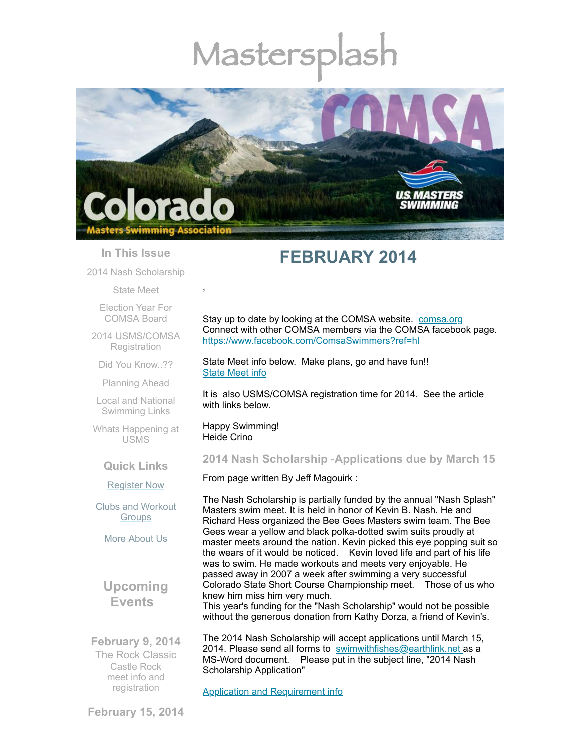# Mastersplash

## In This Issue

2014 Nash Scholarship

State Meet

Election Year For COMSA Board

2014 USMS/COMSA Registration

Did You Know..??

Planning Ahead

Local and National Swimming Links

Whats Happening at USMS

## Quick Links

Register Now

Clubs and Workout Groups

More About Us

## Upcoming Events

**February 9, 2014**
The Rock Classic
Castle Rock
meet info and registration

**February 15, 2014**

# FEBRUARY 2014

,

Stay up to date by looking at the COMSA website. comsa.org
Connect with other COMSA members via the COMSA facebook page.
https://www.facebook.com/ComsaSwimmers?ref=hl

State Meet info below. Make plans, go and have fun!!
State Meet info

It is also USMS/COMSA registration time for 2014. See the article with links below.

Happy Swimming!
Heide Crino

## 2014 Nash Scholarship -Applications due by March 15

From page written By Jeff Magouirk :

The Nash Scholarship is partially funded by the annual "Nash Splash" Masters swim meet. It is held in honor of Kevin B. Nash. He and Richard Hess organized the Bee Gees Masters swim team. The Bee Gees wear a yellow and black polka-dotted swim suits proudly at master meets around the nation. Kevin picked this eye popping suit so the wears of it would be noticed. Kevin loved life and part of his life was to swim. He made workouts and meets very enjoyable. He passed away in 2007 a week after swimming a very successful Colorado State Short Course Championship meet. Those of us who knew him miss him very much.
This year's funding for the "Nash Scholarship" would not be possible without the generous donation from Kathy Dorza, a friend of Kevin's.

The 2014 Nash Scholarship will accept applications until March 15, 2014. Please send all forms to swimwithfishes@earthlink.net as a MS-Word document. Please put in the subject line, "2014 Nash Scholarship Application"

Application and Requirement info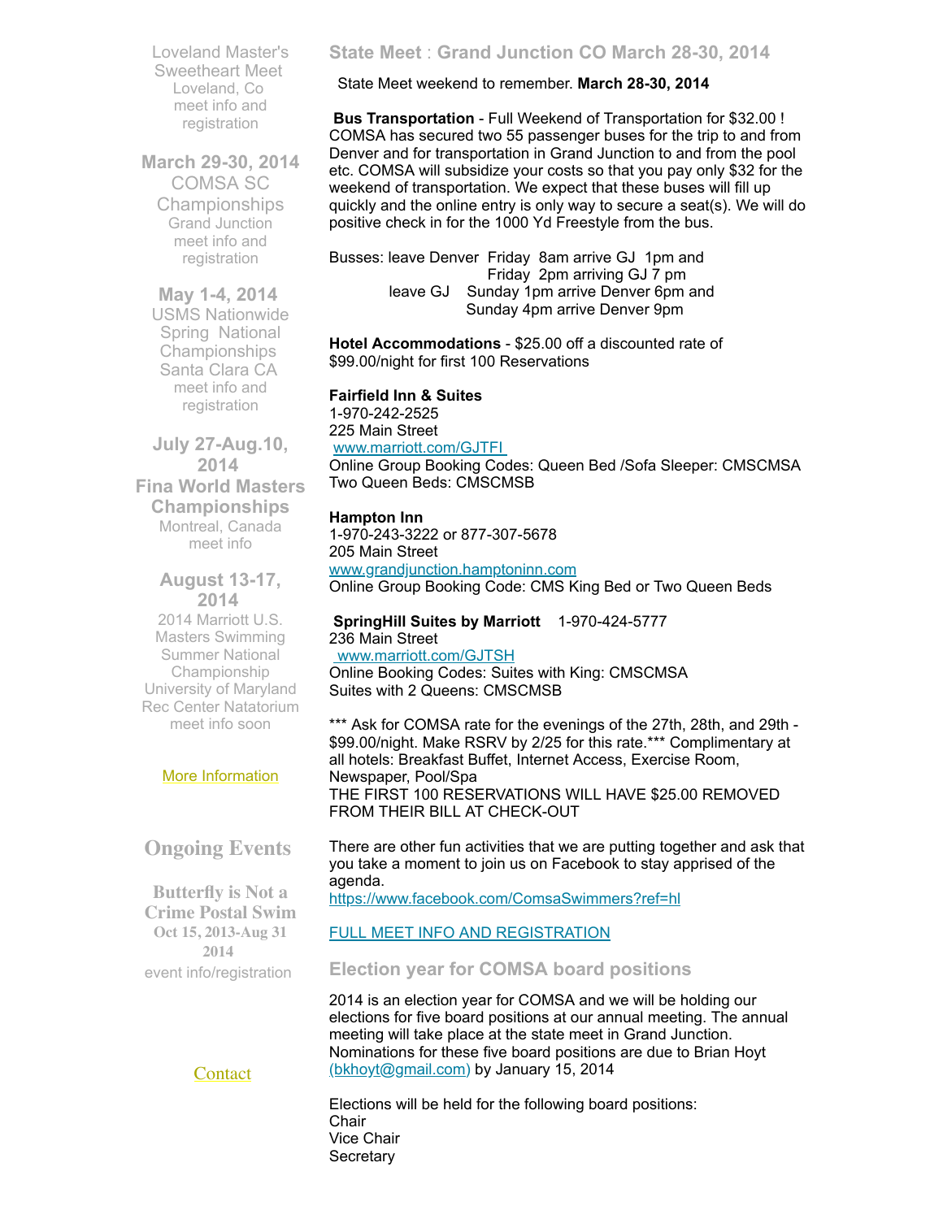Loveland Master's Sweetheart Meet
Loveland, Co
meet info and registration

### March 29-30, 2014

COMSA SC Championships
Grand Junction
meet info and registration

### May 1-4, 2014

USMS Nationwide Spring National Championships
Santa Clara CA
meet info and registration

### July 27-Aug.10, 2014

**Fina World Masters Championships**
Montreal, Canada
meet info

### August 13-17, 2014

2014 Marriott U.S. Masters Swimming Summer National Championship
University of Maryland Rec Center Natatorium
meet info soon

More Information

## Ongoing Events

**Butterfly is Not a Crime Postal Swim**
**Oct 15, 2013-Aug 31 2014**
event info/registration

Contact

## State Meet : Grand Junction CO March 28-30, 2014

State Meet weekend to remember. **March 28-30, 2014**

**Bus Transportation** - Full Weekend of Transportation for $32.00 ! COMSA has secured two 55 passenger buses for the trip to and from Denver and for transportation in Grand Junction to and from the pool etc. COMSA will subsidize your costs so that you pay only $32 for the weekend of transportation. We expect that these buses will fill up quickly and the online entry is only way to secure a seat(s). We will do positive check in for the 1000 Yd Freestyle from the bus.

Busses: leave Denver Friday 8am arrive GJ 1pm and
Friday 2pm arriving GJ 7 pm
leave GJ Sunday 1pm arrive Denver 6pm and
Sunday 4pm arrive Denver 9pm

**Hotel Accommodations** - $25.00 off a discounted rate of $99.00/night for first 100 Reservations

**Fairfield Inn & Suites**
1-970-242-2525
225 Main Street
www.marriott.com/GJTFI
Online Group Booking Codes: Queen Bed /Sofa Sleeper: CMSCMSA
Two Queen Beds: CMSCMSB

**Hampton Inn**
1-970-243-3222 or 877-307-5678
205 Main Street
www.grandjunction.hamptoninn.com
Online Group Booking Code: CMS King Bed or Two Queen Beds

**SpringHill Suites by Marriott** 1-970-424-5777
236 Main Street
www.marriott.com/GJTSH
Online Booking Codes: Suites with King: CMSCMSA
Suites with 2 Queens: CMSCMSB

*** Ask for COMSA rate for the evenings of the 27th, 28th, and 29th - $99.00/night. Make RSRV by 2/25 for this rate.*** Complimentary at all hotels: Breakfast Buffet, Internet Access, Exercise Room, Newspaper, Pool/Spa
THE FIRST 100 RESERVATIONS WILL HAVE $25.00 REMOVED FROM THEIR BILL AT CHECK-OUT

There are other fun activities that we are putting together and ask that you take a moment to join us on Facebook to stay apprised of the agenda.
https://www.facebook.com/ComsaSwimmers?ref=hl

FULL MEET INFO AND REGISTRATION

## Election year for COMSA board positions

2014 is an election year for COMSA and we will be holding our elections for five board positions at our annual meeting. The annual meeting will take place at the state meet in Grand Junction. Nominations for these five board positions are due to Brian Hoyt (bkhoyt@gmail.com) by January 15, 2014

Elections will be held for the following board positions:
Chair
Vice Chair
Secretary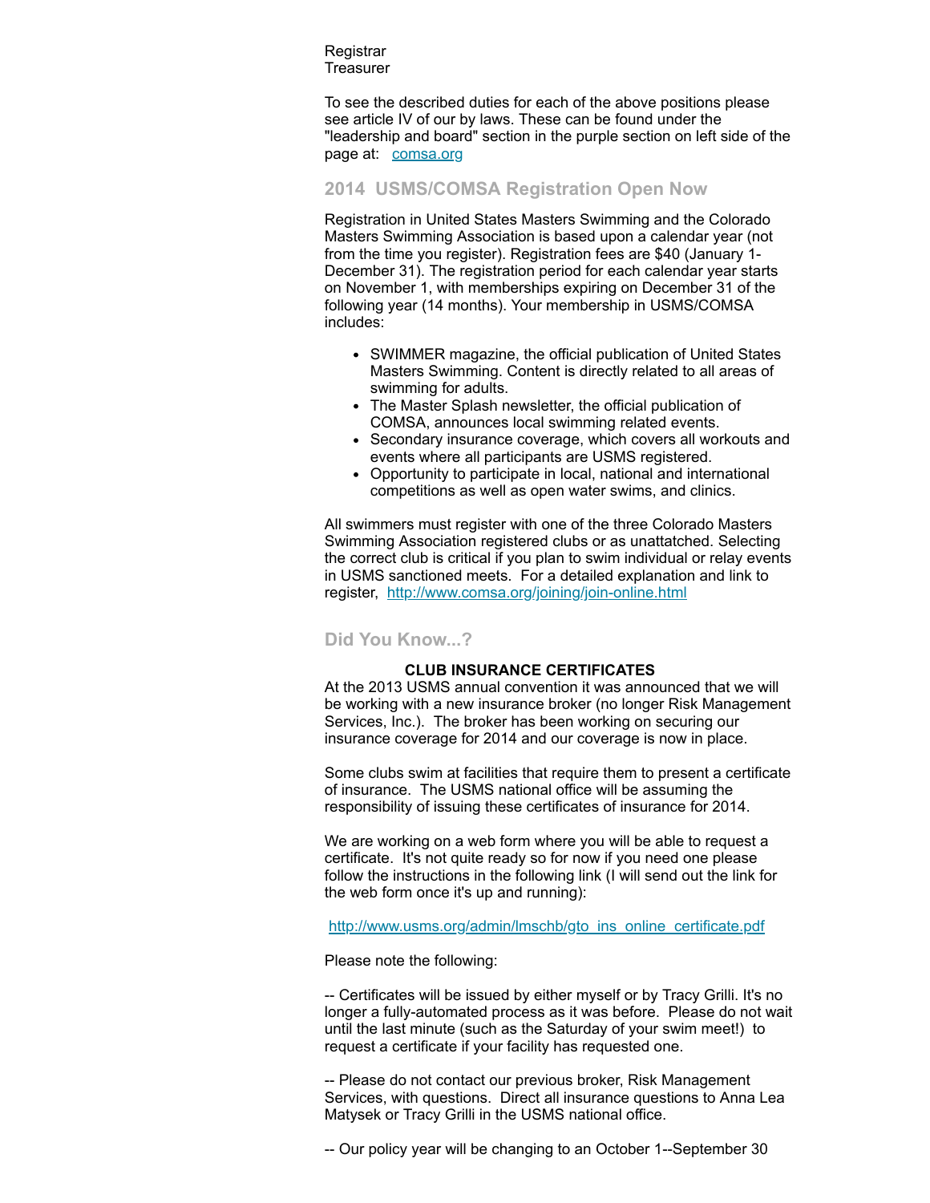Registrar
Treasurer

To see the described duties for each of the above positions please see article IV of our by laws. These can be found under the "leadership and board" section in the purple section on left side of the page at: [comsa.org](comsa.org)

## 2014 USMS/COMSA Registration Open Now

Registration in United States Masters Swimming and the Colorado Masters Swimming Association is based upon a calendar year (not from the time you register). Registration fees are $40 (January 1-December 31). The registration period for each calendar year starts on November 1, with memberships expiring on December 31 of the following year (14 months). Your membership in USMS/COMSA includes:

- SWIMMER magazine, the official publication of United States Masters Swimming. Content is directly related to all areas of swimming for adults.
- The Master Splash newsletter, the official publication of COMSA, announces local swimming related events.
- Secondary insurance coverage, which covers all workouts and events where all participants are USMS registered.
- Opportunity to participate in local, national and international competitions as well as open water swims, and clinics.

All swimmers must register with one of the three Colorado Masters Swimming Association registered clubs or as unattatched. Selecting the correct club is critical if you plan to swim individual or relay events in USMS sanctioned meets. For a detailed explanation and link to register, [http://www.comsa.org/joining/join-online.html](http://www.comsa.org/joining/join-online.html)

## Did You Know...?

**CLUB INSURANCE CERTIFICATES**

At the 2013 USMS annual convention it was announced that we will be working with a new insurance broker (no longer Risk Management Services, Inc.). The broker has been working on securing our insurance coverage for 2014 and our coverage is now in place.

Some clubs swim at facilities that require them to present a certificate of insurance. The USMS national office will be assuming the responsibility of issuing these certificates of insurance for 2014.

We are working on a web form where you will be able to request a certificate. It's not quite ready so for now if you need one please follow the instructions in the following link (I will send out the link for the web form once it's up and running):

[http://www.usms.org/admin/lmschb/gto_ins_online_certificate.pdf](http://www.usms.org/admin/lmschb/gto_ins_online_certificate.pdf)

Please note the following:

-- Certificates will be issued by either myself or by Tracy Grilli. It's no longer a fully-automated process as it was before. Please do not wait until the last minute (such as the Saturday of your swim meet!) to request a certificate if your facility has requested one.

-- Please do not contact our previous broker, Risk Management Services, with questions. Direct all insurance questions to Anna Lea Matysek or Tracy Grilli in the USMS national office.

-- Our policy year will be changing to an October 1--September 30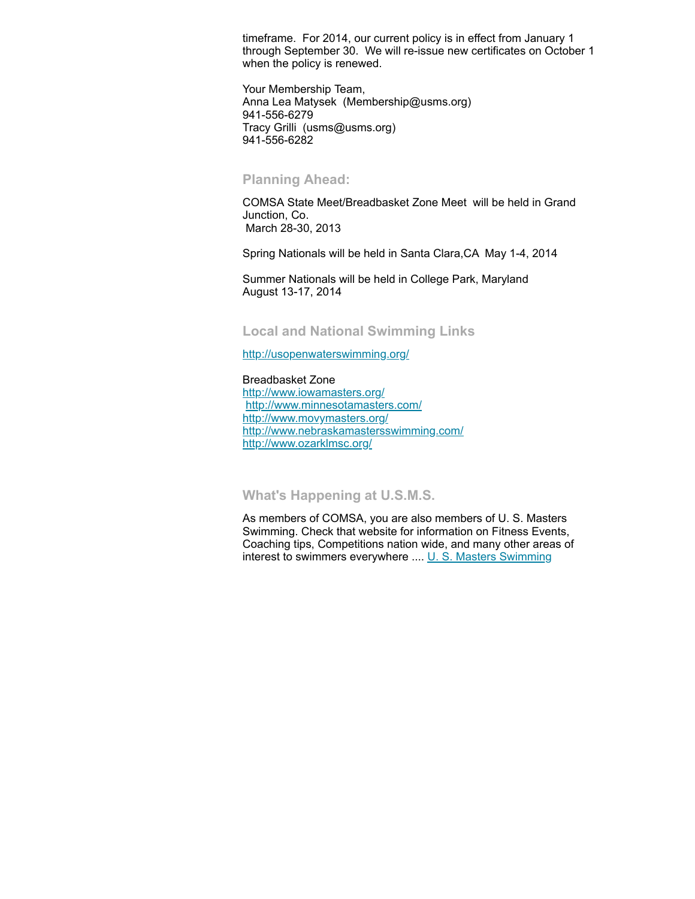timeframe. For 2014, our current policy is in effect from January 1 through September 30. We will re-issue new certificates on October 1 when the policy is renewed.

Your Membership Team,
Anna Lea Matysek (Membership@usms.org)
941-556-6279
Tracy Grilli (usms@usms.org)
941-556-6282

### Planning Ahead:

COMSA State Meet/Breadbasket Zone Meet will be held in Grand Junction, Co.
March 28-30, 2013

Spring Nationals will be held in Santa Clara,CA May 1-4, 2014

Summer Nationals will be held in College Park, Maryland
August 13-17, 2014

### Local and National Swimming Links

http://usopenwaterswimming.org/

Breadbasket Zone
http://www.iowamasters.org/
http://www.minnesotamasters.com/
http://www.movymasters.org/
http://www.nebraskamastersswimming.com/
http://www.ozarklmsc.org/

### What's Happening at U.S.M.S.

As members of COMSA, you are also members of U. S. Masters Swimming. Check that website for information on Fitness Events, Coaching tips, Competitions nation wide, and many other areas of interest to swimmers everywhere .... U. S. Masters Swimming